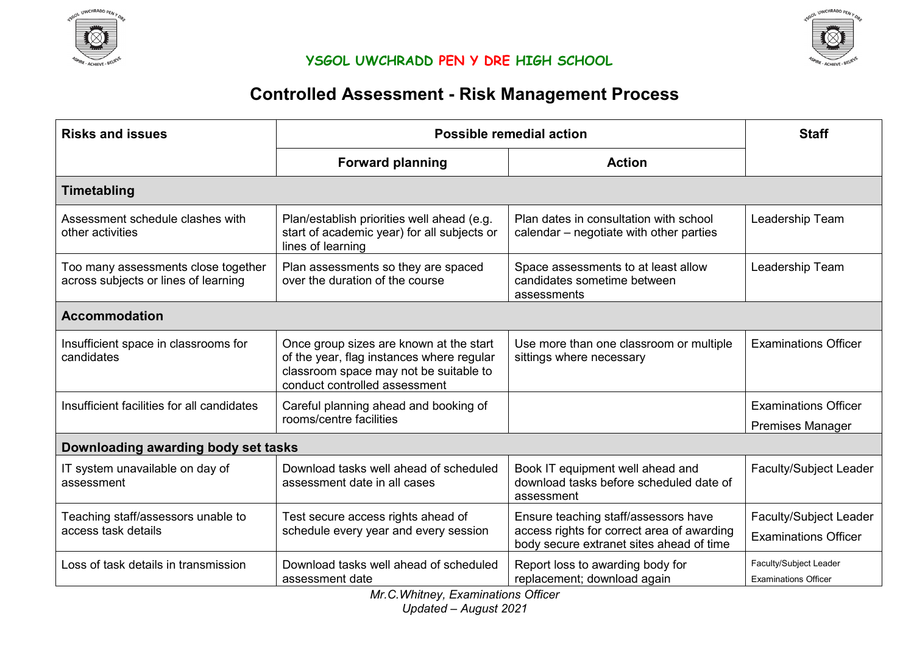YSGOL UWCHRADD PEN Y DRE HIGH SCHOOL

# Controlled Assessment - Risk Management Process

| Risks and issues | Possible remedial action | | Staff |
|---|---|---|---|
| | **Forward planning** | **Action** | |
| **Timetabling** | | | |
| Assessment schedule clashes with other activities | Plan/establish priorities well ahead (e.g. start of academic year) for all subjects or lines of learning | Plan dates in consultation with school calendar – negotiate with other parties | Leadership Team |
| Too many assessments close together across subjects or lines of learning | Plan assessments so they are spaced over the duration of the course | Space assessments to at least allow candidates sometime between assessments | Leadership Team |
| **Accommodation** | | | |
| Insufficient space in classrooms for candidates | Once group sizes are known at the start of the year, flag instances where regular classroom space may not be suitable to conduct controlled assessment | Use more than one classroom or multiple sittings where necessary | Examinations Officer |
| Insufficient facilities for all candidates | Careful planning ahead and booking of rooms/centre facilities | | Examinations Officer<br>Premises Manager |
| **Downloading awarding body set tasks** | | | |
| IT system unavailable on day of assessment | Download tasks well ahead of scheduled assessment date in all cases | Book IT equipment well ahead and download tasks before scheduled date of assessment | Faculty/Subject Leader |
| Teaching staff/assessors unable to access task details | Test secure access rights ahead of schedule every year and every session | Ensure teaching staff/assessors have access rights for correct area of awarding body secure extranet sites ahead of time | Faculty/Subject Leader<br>Examinations Officer |
| Loss of task details in transmission | Download tasks well ahead of scheduled assessment date | Report loss to awarding body for replacement; download again | Faculty/Subject Leader<br>Examinations Officer |

*Mr.C.Whitney, Examinations Officer*
*Updated – August 2021*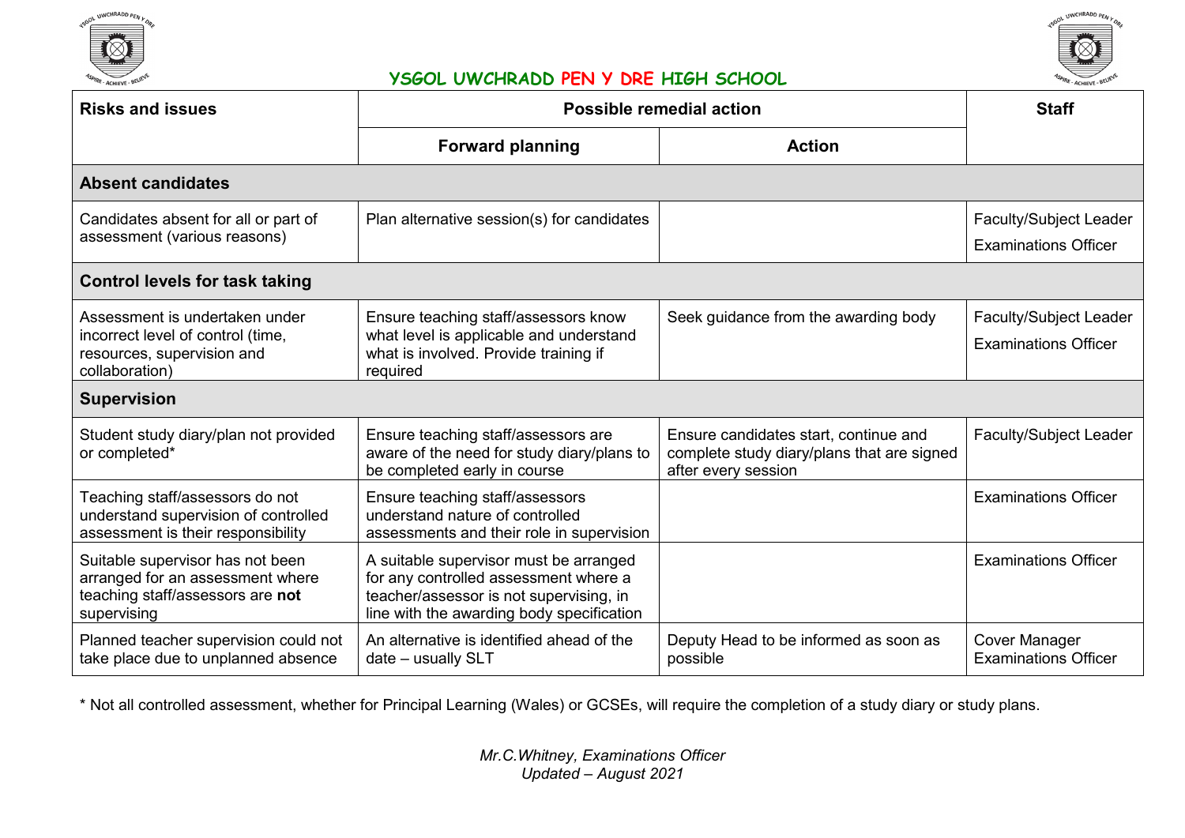## YSGOL UWCHRADD PEN Y DRE HIGH SCHOOL

| Risks and issues | Possible remedial action | | Staff |
|---|---|---|---|
| | Forward planning | Action | |
| **Absent candidates** | | | |
| Candidates absent for all or part of assessment (various reasons) | Plan alternative session(s) for candidates | | Faculty/Subject Leader<br>Examinations Officer |
| **Control levels for task taking** | | | |
| Assessment is undertaken under incorrect level of control (time, resources, supervision and collaboration) | Ensure teaching staff/assessors know what level is applicable and understand what is involved. Provide training if required | Seek guidance from the awarding body | Faculty/Subject Leader<br>Examinations Officer |
| **Supervision** | | | |
| Student study diary/plan not provided or completed* | Ensure teaching staff/assessors are aware of the need for study diary/plans to be completed early in course | Ensure candidates start, continue and complete study diary/plans that are signed after every session | Faculty/Subject Leader |
| Teaching staff/assessors do not understand supervision of controlled assessment is their responsibility | Ensure teaching staff/assessors understand nature of controlled assessments and their role in supervision | | Examinations Officer |
| Suitable supervisor has not been arranged for an assessment where teaching staff/assessors are **not** supervising | A suitable supervisor must be arranged for any controlled assessment where a teacher/assessor is not supervising, in line with the awarding body specification | | Examinations Officer |
| Planned teacher supervision could not take place due to unplanned absence | An alternative is identified ahead of the date – usually SLT | Deputy Head to be informed as soon as possible | Cover Manager<br>Examinations Officer |

* Not all controlled assessment, whether for Principal Learning (Wales) or GCSEs, will require the completion of a study diary or study plans.

*Mr.C.Whitney, Examinations Officer*
*Updated – August 2021*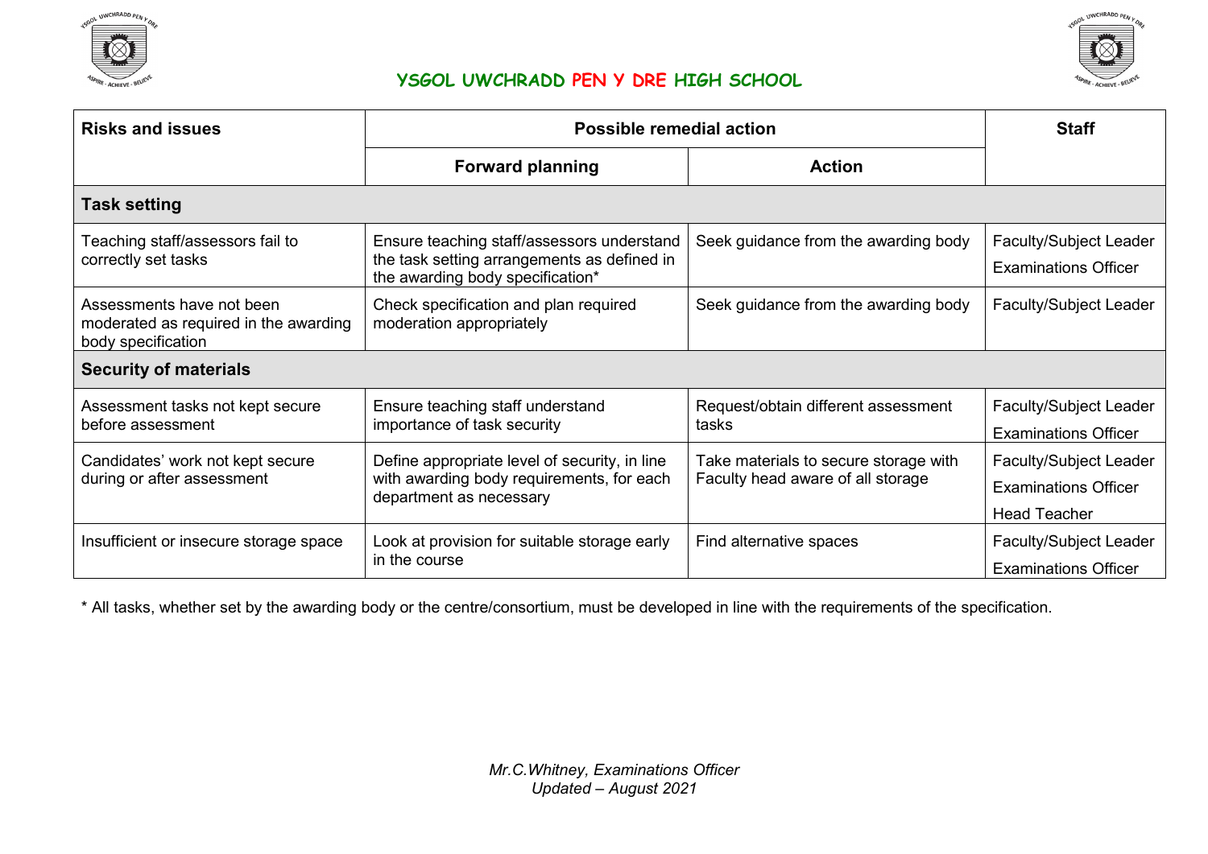| Risks and issues | Possible remedial action | | Staff |
|---|---|---|---|
| | Forward planning | Action | |
| **Task setting** | | | |
| Teaching staff/assessors fail to correctly set tasks | Ensure teaching staff/assessors understand the task setting arrangements as defined in the awarding body specification* | Seek guidance from the awarding body | Faculty/Subject Leader<br>Examinations Officer |
| Assessments have not been moderated as required in the awarding body specification | Check specification and plan required moderation appropriately | Seek guidance from the awarding body | Faculty/Subject Leader |
| **Security of materials** | | | |
| Assessment tasks not kept secure before assessment | Ensure teaching staff understand importance of task security | Request/obtain different assessment tasks | Faculty/Subject Leader<br>Examinations Officer |
| Candidates' work not kept secure during or after assessment | Define appropriate level of security, in line with awarding body requirements, for each department as necessary | Take materials to secure storage with Faculty head aware of all storage | Faculty/Subject Leader<br>Examinations Officer<br>Head Teacher |
| Insufficient or insecure storage space | Look at provision for suitable storage early in the course | Find alternative spaces | Faculty/Subject Leader<br>Examinations Officer |

* All tasks, whether set by the awarding body or the centre/consortium, must be developed in line with the requirements of the specification.

*Mr.C.Whitney, Examinations Officer*
*Updated – August 2021*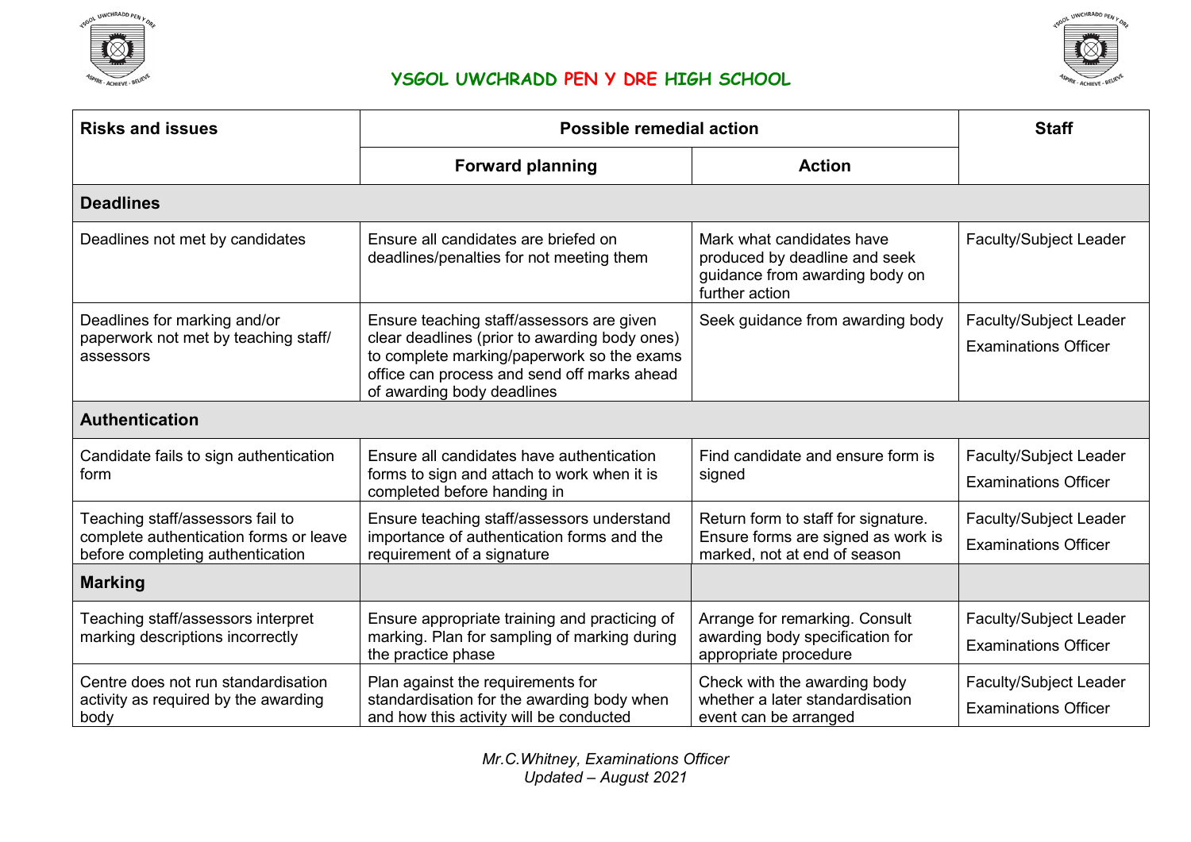## YSGOL UWCHRADD PEN Y DRE HIGH SCHOOL

| Risks and issues | Possible remedial action | | Staff |
|---|---|---|---|
| | **Forward planning** | **Action** | |
| **Deadlines** | | | |
| Deadlines not met by candidates | Ensure all candidates are briefed on deadlines/penalties for not meeting them | Mark what candidates have produced by deadline and seek guidance from awarding body on further action | Faculty/Subject Leader |
| Deadlines for marking and/or paperwork not met by teaching staff/ assessors | Ensure teaching staff/assessors are given clear deadlines (prior to awarding body ones) to complete marking/paperwork so the exams office can process and send off marks ahead of awarding body deadlines | Seek guidance from awarding body | Faculty/Subject Leader<br>Examinations Officer |
| **Authentication** | | | |
| Candidate fails to sign authentication form | Ensure all candidates have authentication forms to sign and attach to work when it is completed before handing in | Find candidate and ensure form is signed | Faculty/Subject Leader<br>Examinations Officer |
| Teaching staff/assessors fail to complete authentication forms or leave before completing authentication | Ensure teaching staff/assessors understand importance of authentication forms and the requirement of a signature | Return form to staff for signature. Ensure forms are signed as work is marked, not at end of season | Faculty/Subject Leader<br>Examinations Officer |
| **Marking** | | | |
| Teaching staff/assessors interpret marking descriptions incorrectly | Ensure appropriate training and practicing of marking. Plan for sampling of marking during the practice phase | Arrange for remarking. Consult awarding body specification for appropriate procedure | Faculty/Subject Leader<br>Examinations Officer |
| Centre does not run standardisation activity as required by the awarding body | Plan against the requirements for standardisation for the awarding body when and how this activity will be conducted | Check with the awarding body whether a later standardisation event can be arranged | Faculty/Subject Leader<br>Examinations Officer |

*Mr.C.Whitney, Examinations Officer*
*Updated – August 2021*